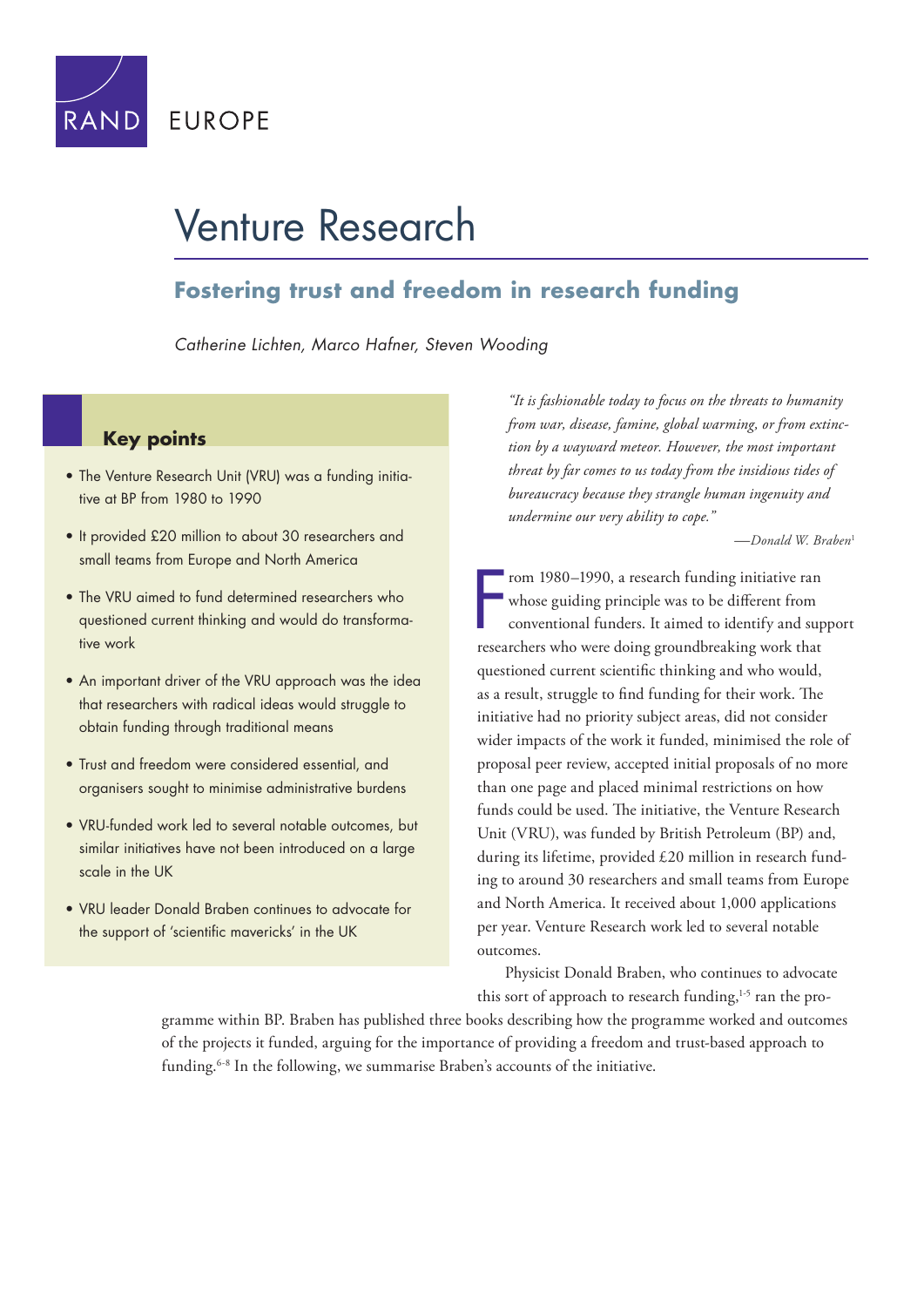RAND EUROPE

# Venture Research

## Fostering trust and freedom in research funding

*Catherine Lichten, Marco Hafner, Steven Wooding*

### Key points

- The Venture Research Unit (VRU) was a funding initiative at BP from 1980 to 1990
- It provided £20 million to about 30 researchers and small teams from Europe and North America
- The VRU aimed to fund determined researchers who questioned current thinking and would do transformative work
- An important driver of the VRU approach was the idea that researchers with radical ideas would struggle to obtain funding through traditional means
- Trust and freedom were considered essential, and organisers sought to minimise administrative burdens
- VRU-funded work led to several notable outcomes, but similar initiatives have not been introduced on a large scale in the UK
- VRU leader Donald Braben continues to advocate for the support of 'scientific mavericks' in the UK

*"It is fashionable today to focus on the threats to humanity from war, disease, famine, global warming, or from extinction by a wayward meteor. However, the most important threat by far comes to us today from the insidious tides of bureaucracy because they strangle human ingenuity and undermine our very ability to cope."*

*—Donald W. Braben*[1]

From 1980–1990, a research funding initiative ran whose guiding principle was to be different from conventional funders. It aimed to identify and support researchers who were doing groundbreaking work that questioned current scientific thinking and who would, as a result, struggle to find funding for their work. The initiative had no priority subject areas, did not consider wider impacts of the work it funded, minimised the role of proposal peer review, accepted initial proposals of no more than one page and placed minimal restrictions on how funds could be used. The initiative, the Venture Research Unit (VRU), was funded by British Petroleum (BP) and, during its lifetime, provided £20 million in research funding to around 30 researchers and small teams from Europe and North America. It received about 1,000 applications per year. Venture Research work led to several notable outcomes.

Physicist Donald Braben, who continues to advocate this sort of approach to research funding,[1-5] ran the programme within BP. Braben has published three books describing how the programme worked and outcomes of the projects it funded, arguing for the importance of providing a freedom and trust-based approach to funding.[6-8] In the following, we summarise Braben's accounts of the initiative.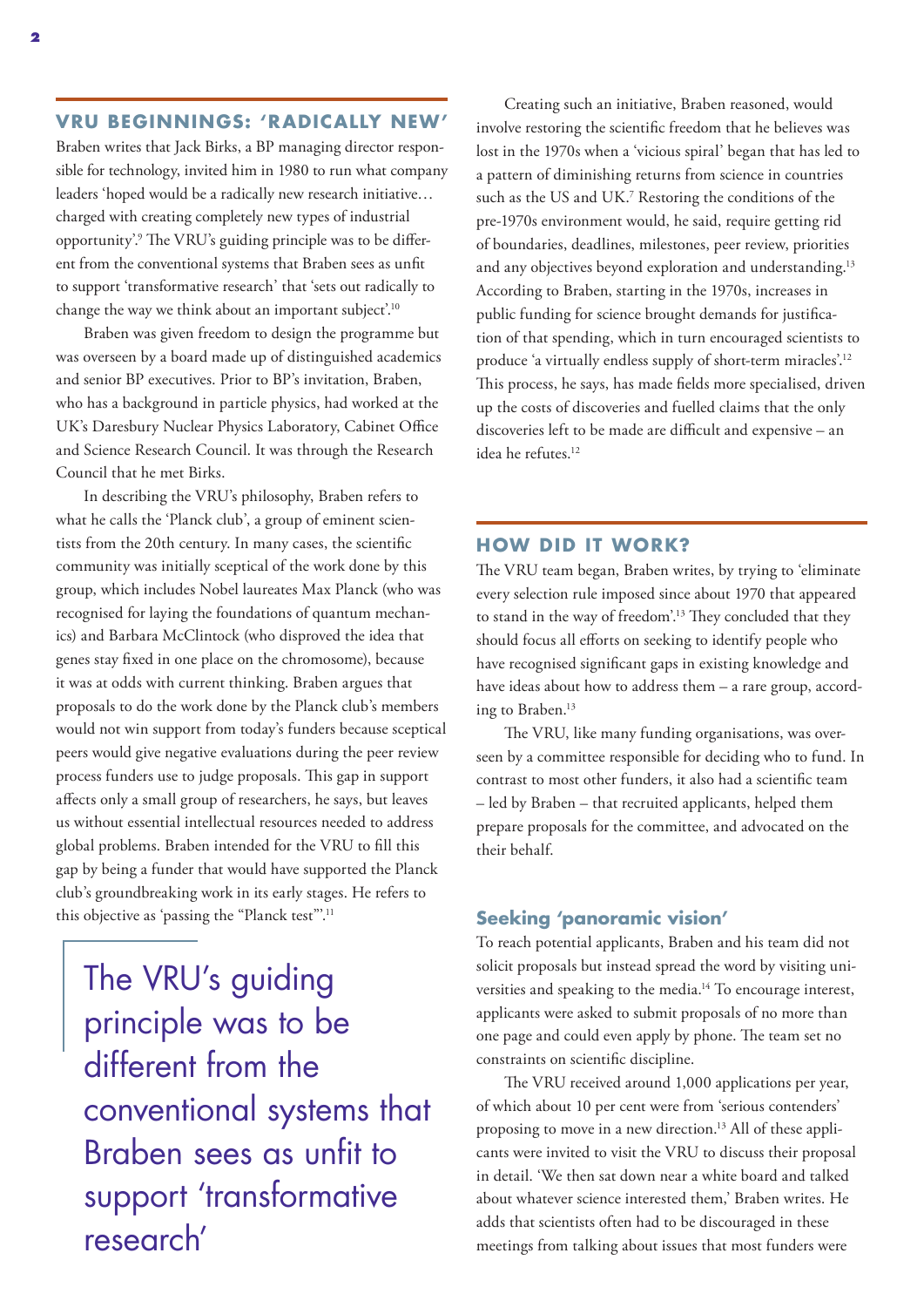## VRU BEGINNINGS: 'RADICALLY NEW'

Braben writes that Jack Birks, a BP managing director responsible for technology, invited him in 1980 to run what company leaders 'hoped would be a radically new research initiative… charged with creating completely new types of industrial opportunity'.[9] The VRU's guiding principle was to be different from the conventional systems that Braben sees as unfit to support 'transformative research' that 'sets out radically to change the way we think about an important subject'.[10]

Braben was given freedom to design the programme but was overseen by a board made up of distinguished academics and senior BP executives. Prior to BP's invitation, Braben, who has a background in particle physics, had worked at the UK's Daresbury Nuclear Physics Laboratory, Cabinet Office and Science Research Council. It was through the Research Council that he met Birks.

In describing the VRU's philosophy, Braben refers to what he calls the 'Planck club', a group of eminent scientists from the 20th century. In many cases, the scientific community was initially sceptical of the work done by this group, which includes Nobel laureates Max Planck (who was recognised for laying the foundations of quantum mechanics) and Barbara McClintock (who disproved the idea that genes stay fixed in one place on the chromosome), because it was at odds with current thinking. Braben argues that proposals to do the work done by the Planck club's members would not win support from today's funders because sceptical peers would give negative evaluations during the peer review process funders use to judge proposals. This gap in support affects only a small group of researchers, he says, but leaves us without essential intellectual resources needed to address global problems. Braben intended for the VRU to fill this gap by being a funder that would have supported the Planck club's groundbreaking work in its early stages. He refers to this objective as 'passing the "Planck test"'.[11]

> The VRU's guiding principle was to be different from the conventional systems that Braben sees as unfit to support 'transformative research'

Creating such an initiative, Braben reasoned, would involve restoring the scientific freedom that he believes was lost in the 1970s when a 'vicious spiral' began that has led to a pattern of diminishing returns from science in countries such as the US and UK.[7] Restoring the conditions of the pre-1970s environment would, he said, require getting rid of boundaries, deadlines, milestones, peer review, priorities and any objectives beyond exploration and understanding.[13] According to Braben, starting in the 1970s, increases in public funding for science brought demands for justification of that spending, which in turn encouraged scientists to produce 'a virtually endless supply of short-term miracles'.[12] This process, he says, has made fields more specialised, driven up the costs of discoveries and fuelled claims that the only discoveries left to be made are difficult and expensive – an idea he refutes.[12]

## HOW DID IT WORK?

The VRU team began, Braben writes, by trying to 'eliminate every selection rule imposed since about 1970 that appeared to stand in the way of freedom'.[13] They concluded that they should focus all efforts on seeking to identify people who have recognised significant gaps in existing knowledge and have ideas about how to address them – a rare group, according to Braben.[13]

The VRU, like many funding organisations, was overseen by a committee responsible for deciding who to fund. In contrast to most other funders, it also had a scientific team – led by Braben – that recruited applicants, helped them prepare proposals for the committee, and advocated on the their behalf.

### Seeking 'panoramic vision'

To reach potential applicants, Braben and his team did not solicit proposals but instead spread the word by visiting universities and speaking to the media.[14] To encourage interest, applicants were asked to submit proposals of no more than one page and could even apply by phone. The team set no constraints on scientific discipline.

The VRU received around 1,000 applications per year, of which about 10 per cent were from 'serious contenders' proposing to move in a new direction.[13] All of these applicants were invited to visit the VRU to discuss their proposal in detail. 'We then sat down near a white board and talked about whatever science interested them,' Braben writes. He adds that scientists often had to be discouraged in these meetings from talking about issues that most funders were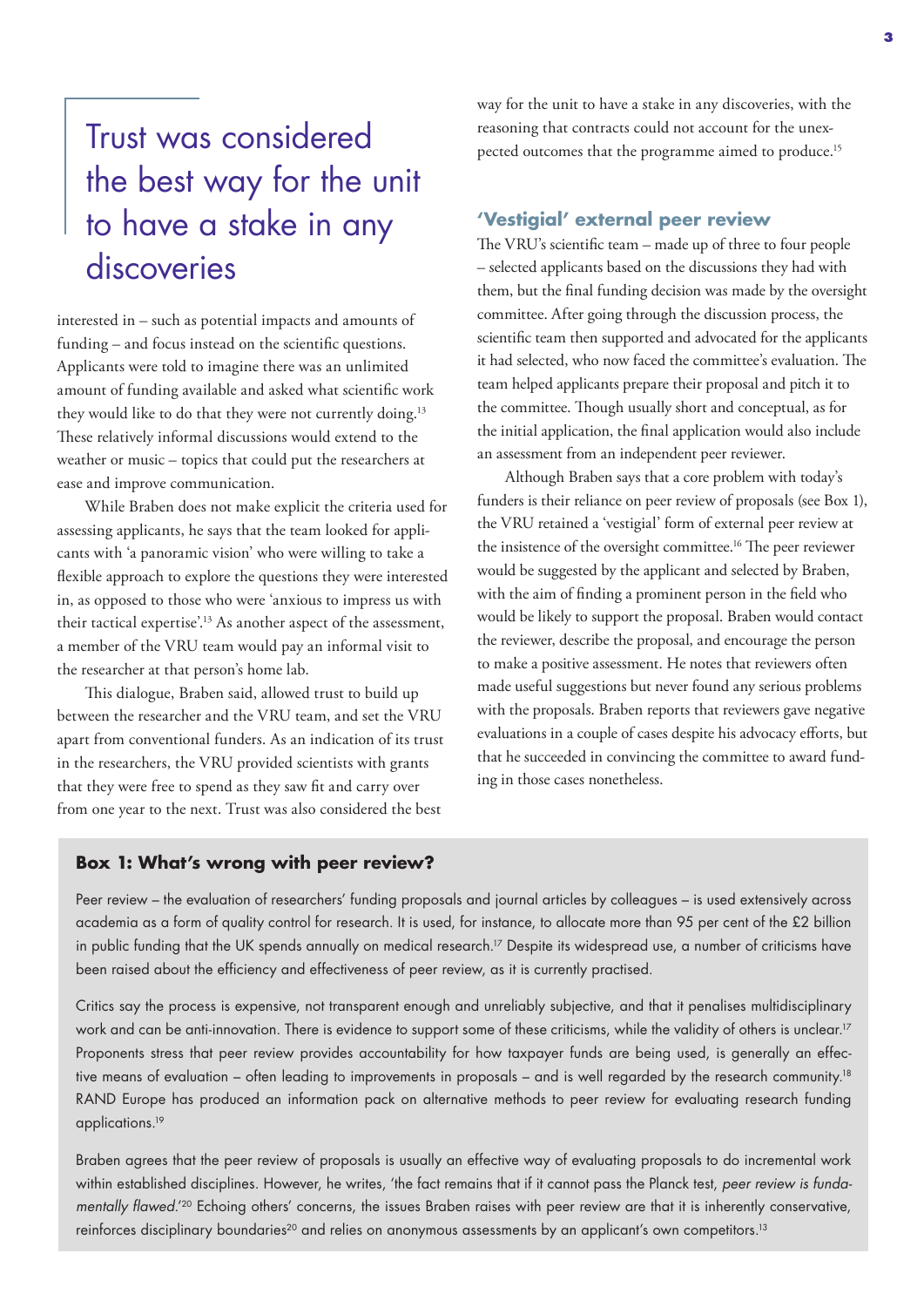> Trust was considered the best way for the unit to have a stake in any discoveries

interested in – such as potential impacts and amounts of funding – and focus instead on the scientific questions. Applicants were told to imagine there was an unlimited amount of funding available and asked what scientific work they would like to do that they were not currently doing.[13] These relatively informal discussions would extend to the weather or music – topics that could put the researchers at ease and improve communication.

While Braben does not make explicit the criteria used for assessing applicants, he says that the team looked for applicants with 'a panoramic vision' who were willing to take a flexible approach to explore the questions they were interested in, as opposed to those who were 'anxious to impress us with their tactical expertise'.[13] As another aspect of the assessment, a member of the VRU team would pay an informal visit to the researcher at that person's home lab.

This dialogue, Braben said, allowed trust to build up between the researcher and the VRU team, and set the VRU apart from conventional funders. As an indication of its trust in the researchers, the VRU provided scientists with grants that they were free to spend as they saw fit and carry over from one year to the next. Trust was also considered the best way for the unit to have a stake in any discoveries, with the reasoning that contracts could not account for the unexpected outcomes that the programme aimed to produce.[15]

### 'Vestigial' external peer review

The VRU's scientific team – made up of three to four people – selected applicants based on the discussions they had with them, but the final funding decision was made by the oversight committee. After going through the discussion process, the scientific team then supported and advocated for the applicants it had selected, who now faced the committee's evaluation. The team helped applicants prepare their proposal and pitch it to the committee. Though usually short and conceptual, as for the initial application, the final application would also include an assessment from an independent peer reviewer.

Although Braben says that a core problem with today's funders is their reliance on peer review of proposals (see Box 1), the VRU retained a 'vestigial' form of external peer review at the insistence of the oversight committee.[16] The peer reviewer would be suggested by the applicant and selected by Braben, with the aim of finding a prominent person in the field who would be likely to support the proposal. Braben would contact the reviewer, describe the proposal, and encourage the person to make a positive assessment. He notes that reviewers often made useful suggestions but never found any serious problems with the proposals. Braben reports that reviewers gave negative evaluations in a couple of cases despite his advocacy efforts, but that he succeeded in convincing the committee to award funding in those cases nonetheless.

### Box 1: What's wrong with peer review?

Peer review – the evaluation of researchers' funding proposals and journal articles by colleagues – is used extensively across academia as a form of quality control for research. It is used, for instance, to allocate more than 95 per cent of the £2 billion in public funding that the UK spends annually on medical research.[17] Despite its widespread use, a number of criticisms have been raised about the efficiency and effectiveness of peer review, as it is currently practised.

Critics say the process is expensive, not transparent enough and unreliably subjective, and that it penalises multidisciplinary work and can be anti-innovation. There is evidence to support some of these criticisms, while the validity of others is unclear.[17] Proponents stress that peer review provides accountability for how taxpayer funds are being used, is generally an effective means of evaluation – often leading to improvements in proposals – and is well regarded by the research community.[18] RAND Europe has produced an information pack on alternative methods to peer review for evaluating research funding applications.[19]

Braben agrees that the peer review of proposals is usually an effective way of evaluating proposals to do incremental work within established disciplines. However, he writes, 'the fact remains that if it cannot pass the Planck test, *peer review is fundamentally flawed*.'[20] Echoing others' concerns, the issues Braben raises with peer review are that it is inherently conservative, reinforces disciplinary boundaries[20] and relies on anonymous assessments by an applicant's own competitors.[13]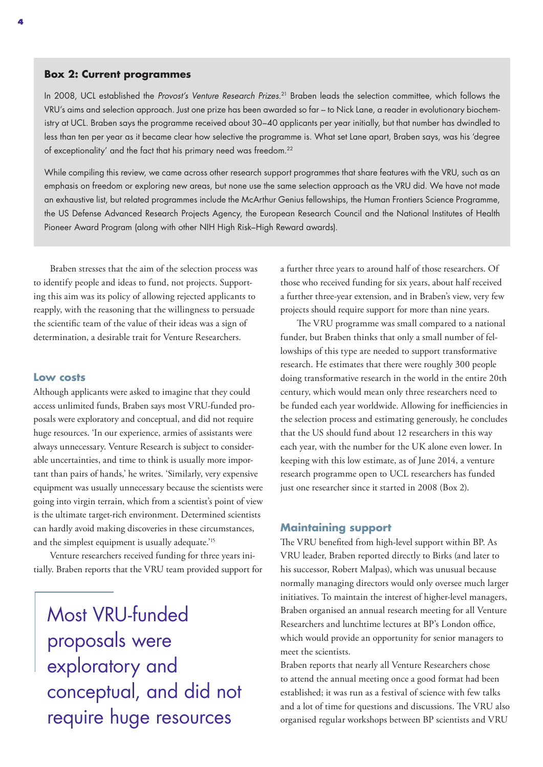### Box 2: Current programmes

In 2008, UCL established the *Provost's Venture Research Prizes*.[21] Braben leads the selection committee, which follows the VRU's aims and selection approach. Just one prize has been awarded so far – to Nick Lane, a reader in evolutionary biochemistry at UCL. Braben says the programme received about 30–40 applicants per year initially, but that number has dwindled to less than ten per year as it became clear how selective the programme is. What set Lane apart, Braben says, was his 'degree of exceptionality' and the fact that his primary need was freedom.[22]

While compiling this review, we came across other research support programmes that share features with the VRU, such as an emphasis on freedom or exploring new areas, but none use the same selection approach as the VRU did. We have not made an exhaustive list, but related programmes include the McArthur Genius fellowships, the Human Frontiers Science Programme, the US Defense Advanced Research Projects Agency, the European Research Council and the National Institutes of Health Pioneer Award Program (along with other NIH High Risk–High Reward awards).

Braben stresses that the aim of the selection process was to identify people and ideas to fund, not projects. Supporting this aim was its policy of allowing rejected applicants to reapply, with the reasoning that the willingness to persuade the scientific team of the value of their ideas was a sign of determination, a desirable trait for Venture Researchers.

## Low costs

Although applicants were asked to imagine that they could access unlimited funds, Braben says most VRU-funded proposals were exploratory and conceptual, and did not require huge resources. 'In our experience, armies of assistants were always unnecessary. Venture Research is subject to considerable uncertainties, and time to think is usually more important than pairs of hands,' he writes. 'Similarly, very expensive equipment was usually unnecessary because the scientists were going into virgin terrain, which from a scientist's point of view is the ultimate target-rich environment. Determined scientists can hardly avoid making discoveries in these circumstances, and the simplest equipment is usually adequate.'[15]

Venture researchers received funding for three years initially. Braben reports that the VRU team provided support for a further three years to around half of those researchers. Of those who received funding for six years, about half received a further three-year extension, and in Braben's view, very few projects should require support for more than nine years.

> Most VRU-funded proposals were exploratory and conceptual, and did not require huge resources

The VRU programme was small compared to a national funder, but Braben thinks that only a small number of fellowships of this type are needed to support transformative research. He estimates that there were roughly 300 people doing transformative research in the world in the entire 20th century, which would mean only three researchers need to be funded each year worldwide. Allowing for inefficiencies in the selection process and estimating generously, he concludes that the US should fund about 12 researchers in this way each year, with the number for the UK alone even lower. In keeping with this low estimate, as of June 2014, a venture research programme open to UCL researchers has funded just one researcher since it started in 2008 (Box 2).

## Maintaining support

The VRU benefited from high-level support within BP. As VRU leader, Braben reported directly to Birks (and later to his successor, Robert Malpas), which was unusual because normally managing directors would only oversee much larger initiatives. To maintain the interest of higher-level managers, Braben organised an annual research meeting for all Venture Researchers and lunchtime lectures at BP's London office, which would provide an opportunity for senior managers to meet the scientists.

Braben reports that nearly all Venture Researchers chose to attend the annual meeting once a good format had been established; it was run as a festival of science with few talks and a lot of time for questions and discussions. The VRU also organised regular workshops between BP scientists and VRU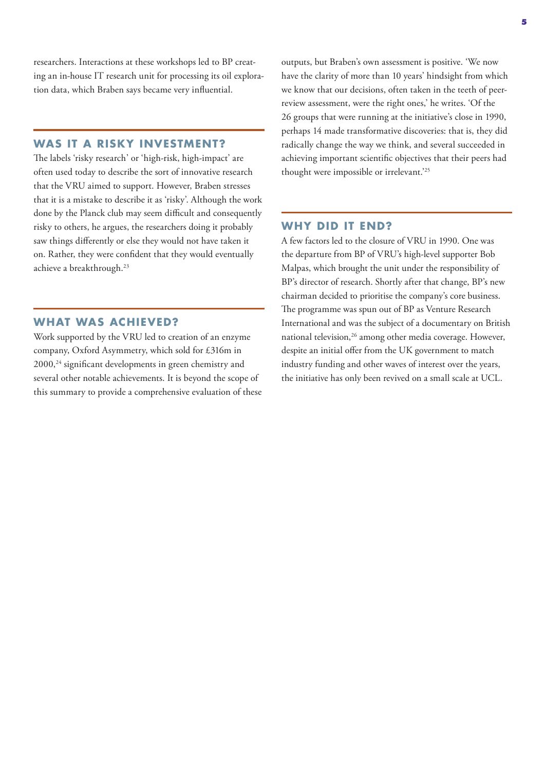researchers. Interactions at these workshops led to BP creating an in-house IT research unit for processing its oil exploration data, which Braben says became very influential.

## WAS IT A RISKY INVESTMENT?

The labels 'risky research' or 'high-risk, high-impact' are often used today to describe the sort of innovative research that the VRU aimed to support. However, Braben stresses that it is a mistake to describe it as 'risky'. Although the work done by the Planck club may seem difficult and consequently risky to others, he argues, the researchers doing it probably saw things differently or else they would not have taken it on. Rather, they were confident that they would eventually achieve a breakthrough.[23]

## WHAT WAS ACHIEVED?

Work supported by the VRU led to creation of an enzyme company, Oxford Asymmetry, which sold for £316m in 2000,[24] significant developments in green chemistry and several other notable achievements. It is beyond the scope of this summary to provide a comprehensive evaluation of these outputs, but Braben's own assessment is positive. 'We now have the clarity of more than 10 years' hindsight from which we know that our decisions, often taken in the teeth of peer-review assessment, were the right ones,' he writes. 'Of the 26 groups that were running at the initiative's close in 1990, perhaps 14 made transformative discoveries: that is, they did radically change the way we think, and several succeeded in achieving important scientific objectives that their peers had thought were impossible or irrelevant.'[25]

## WHY DID IT END?

A few factors led to the closure of VRU in 1990. One was the departure from BP of VRU's high-level supporter Bob Malpas, which brought the unit under the responsibility of BP's director of research. Shortly after that change, BP's new chairman decided to prioritise the company's core business. The programme was spun out of BP as Venture Research International and was the subject of a documentary on British national television,[26] among other media coverage. However, despite an initial offer from the UK government to match industry funding and other waves of interest over the years, the initiative has only been revived on a small scale at UCL.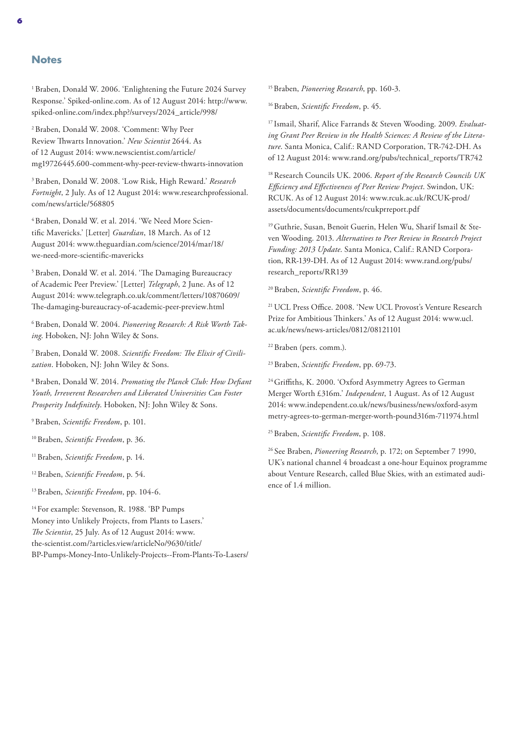## Notes

[1] Braben, Donald W. 2006. 'Enlightening the Future 2024 Survey Response.' Spiked-online.com. As of 12 August 2014: http://www.spiked-online.com/index.php?/surveys/2024_article/998/

[2] Braben, Donald W. 2008. 'Comment: Why Peer Review Thwarts Innovation.' *New Scientist* 2644. As of 12 August 2014: www.newscientist.com/article/mg19726445.600-comment-why-peer-review-thwarts-innovation

[3] Braben, Donald W. 2008. 'Low Risk, High Reward.' *Research Fortnight*, 2 July. As of 12 August 2014: www.researchprofessional.com/news/article/568805

[4] Braben, Donald W. et al. 2014. 'We Need More Scientific Mavericks.' [Letter] *Guardian*, 18 March. As of 12 August 2014: www.theguardian.com/science/2014/mar/18/we-need-more-scientific-mavericks

[5] Braben, Donald W. et al. 2014. 'The Damaging Bureaucracy of Academic Peer Preview.' [Letter] *Telegraph*, 2 June. As of 12 August 2014: www.telegraph.co.uk/comment/letters/10870609/The-damaging-bureaucracy-of-academic-peer-preview.html

[6] Braben, Donald W. 2004. *Pioneering Research: A Risk Worth Taking*. Hoboken, NJ: John Wiley & Sons.

[7] Braben, Donald W. 2008. *Scientific Freedom: The Elixir of Civilization*. Hoboken, NJ: John Wiley & Sons.

[8] Braben, Donald W. 2014. *Promoting the Planck Club: How Defiant Youth, Irreverent Researchers and Liberated Universities Can Foster Prosperity Indefinitely.* Hoboken, NJ: John Wiley & Sons.

[9] Braben, *Scientific Freedom*, p. 101.

[10] Braben, *Scientific Freedom*, p. 36.

[11] Braben, *Scientific Freedom*, p. 14.

[12] Braben, *Scientific Freedom*, p. 54.

[13] Braben, *Scientific Freedom*, pp. 104-6.

[14] For example: Stevenson, R. 1988. 'BP Pumps Money into Unlikely Projects, from Plants to Lasers.' *The Scientist*, 25 July. As of 12 August 2014: www.the-scientist.com/?articles.view/articleNo/9630/title/BP-Pumps-Money-Into-Unlikely-Projects--From-Plants-To-Lasers/

[15] Braben, *Pioneering Research*, pp. 160-3.

[16] Braben, *Scientific Freedom*, p. 45.

[17] Ismail, Sharif, Alice Farrands & Steven Wooding. 2009. *Evaluating Grant Peer Review in the Health Sciences: A Review of the Literature*. Santa Monica, Calif.: RAND Corporation, TR-742-DH. As of 12 August 2014: www.rand.org/pubs/technical_reports/TR742

[18] Research Councils UK. 2006. *Report of the Research Councils UK Efficiency and Effectiveness of Peer Review Project*. Swindon, UK: RCUK. As of 12 August 2014: www.rcuk.ac.uk/RCUK-prod/assets/documents/documents/rcukprreport.pdf

[19] Guthrie, Susan, Benoit Guerin, Helen Wu, Sharif Ismail & Steven Wooding. 2013. *Alternatives to Peer Review in Research Project Funding: 2013 Update*. Santa Monica, Calif.: RAND Corporation, RR-139-DH. As of 12 August 2014: www.rand.org/pubs/research_reports/RR139

[20] Braben, *Scientific Freedom*, p. 46.

[21] UCL Press Office. 2008. 'New UCL Provost's Venture Research Prize for Ambitious Thinkers.' As of 12 August 2014: www.ucl.ac.uk/news/news-articles/0812/08121101

[22] Braben (pers. comm.).

[23] Braben, *Scientific Freedom*, pp. 69-73.

[24] Griffiths, K. 2000. 'Oxford Asymmetry Agrees to German Merger Worth £316m.' *Independent*, 1 August. As of 12 August 2014: www.independent.co.uk/news/business/news/oxford-asymmetry-agrees-to-german-merger-worth-pound316m-711974.html

[25] Braben, *Scientific Freedom*, p. 108.

[26] See Braben, *Pioneering Research*, p. 172; on September 7 1990, UK's national channel 4 broadcast a one-hour Equinox programme about Venture Research, called Blue Skies, with an estimated audience of 1.4 million.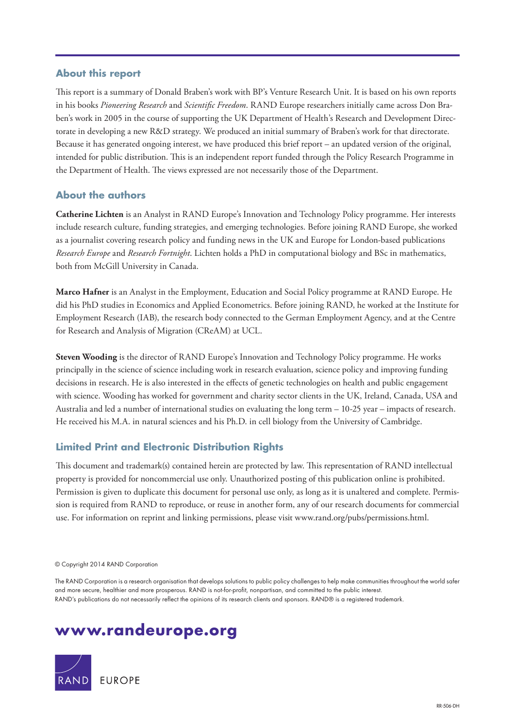## About this report

This report is a summary of Donald Braben's work with BP's Venture Research Unit. It is based on his own reports in his books *Pioneering Research* and *Scientific Freedom*. RAND Europe researchers initially came across Don Braben's work in 2005 in the course of supporting the UK Department of Health's Research and Development Directorate in developing a new R&D strategy. We produced an initial summary of Braben's work for that directorate. Because it has generated ongoing interest, we have produced this brief report – an updated version of the original, intended for public distribution. This is an independent report funded through the Policy Research Programme in the Department of Health. The views expressed are not necessarily those of the Department.

## About the authors

**Catherine Lichten** is an Analyst in RAND Europe's Innovation and Technology Policy programme. Her interests include research culture, funding strategies, and emerging technologies. Before joining RAND Europe, she worked as a journalist covering research policy and funding news in the UK and Europe for London-based publications *Research Europe* and *Research Fortnight*. Lichten holds a PhD in computational biology and BSc in mathematics, both from McGill University in Canada.

**Marco Hafner** is an Analyst in the Employment, Education and Social Policy programme at RAND Europe. He did his PhD studies in Economics and Applied Econometrics. Before joining RAND, he worked at the Institute for Employment Research (IAB), the research body connected to the German Employment Agency, and at the Centre for Research and Analysis of Migration (CReAM) at UCL.

**Steven Wooding** is the director of RAND Europe's Innovation and Technology Policy programme. He works principally in the science of science including work in research evaluation, science policy and improving funding decisions in research. He is also interested in the effects of genetic technologies on health and public engagement with science. Wooding has worked for government and charity sector clients in the UK, Ireland, Canada, USA and Australia and led a number of international studies on evaluating the long term – 10-25 year – impacts of research. He received his M.A. in natural sciences and his Ph.D. in cell biology from the University of Cambridge.

## Limited Print and Electronic Distribution Rights

This document and trademark(s) contained herein are protected by law. This representation of RAND intellectual property is provided for noncommercial use only. Unauthorized posting of this publication online is prohibited. Permission is given to duplicate this document for personal use only, as long as it is unaltered and complete. Permission is required from RAND to reproduce, or reuse in another form, any of our research documents for commercial use. For information on reprint and linking permissions, please visit www.rand.org/pubs/permissions.html.

© Copyright 2014 RAND Corporation

The RAND Corporation is a research organisation that develops solutions to public policy challenges to help make communities throughout the world safer and more secure, healthier and more prosperous. RAND is not-for-profit, nonpartisan, and committed to the public interest.
RAND's publications do not necessarily reflect the opinions of its research clients and sponsors. RAND® is a registered trademark.

**www.randeurope.org**

RAND EUROPE

RR-506-DH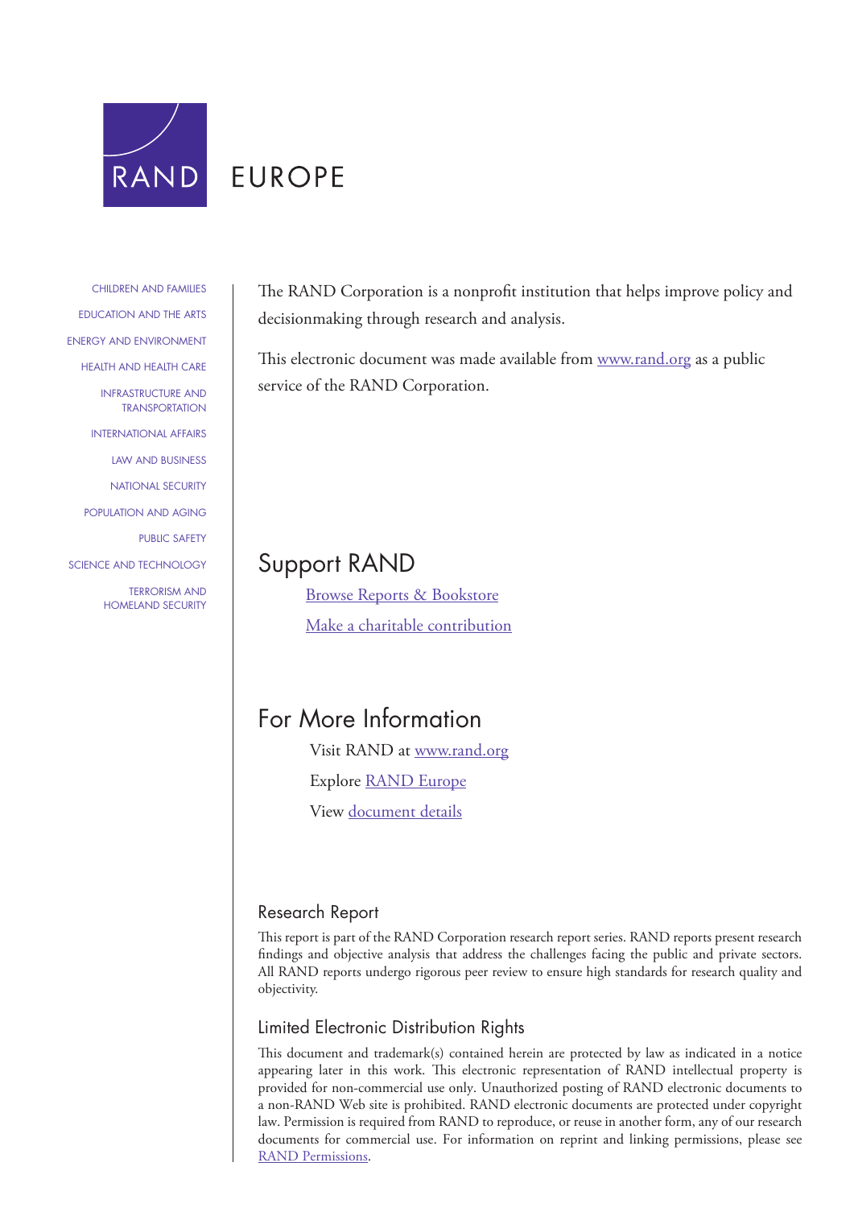RAND EUROPE

CHILDREN AND FAMILIES

EDUCATION AND THE ARTS

ENERGY AND ENVIRONMENT

HEALTH AND HEALTH CARE

INFRASTRUCTURE AND TRANSPORTATION

INTERNATIONAL AFFAIRS

LAW AND BUSINESS

NATIONAL SECURITY

POPULATION AND AGING

PUBLIC SAFETY

SCIENCE AND TECHNOLOGY

TERRORISM AND HOMELAND SECURITY

The RAND Corporation is a nonprofit institution that helps improve policy and decisionmaking through research and analysis.

This electronic document was made available from www.rand.org as a public service of the RAND Corporation.

## Support RAND

Browse Reports & Bookstore

Make a charitable contribution

## For More Information

Visit RAND at www.rand.org

Explore RAND Europe

View document details

### Research Report

This report is part of the RAND Corporation research report series. RAND reports present research findings and objective analysis that address the challenges facing the public and private sectors. All RAND reports undergo rigorous peer review to ensure high standards for research quality and objectivity.

### Limited Electronic Distribution Rights

This document and trademark(s) contained herein are protected by law as indicated in a notice appearing later in this work. This electronic representation of RAND intellectual property is provided for non-commercial use only. Unauthorized posting of RAND electronic documents to a non-RAND Web site is prohibited. RAND electronic documents are protected under copyright law. Permission is required from RAND to reproduce, or reuse in another form, any of our research documents for commercial use. For information on reprint and linking permissions, please see RAND Permissions.